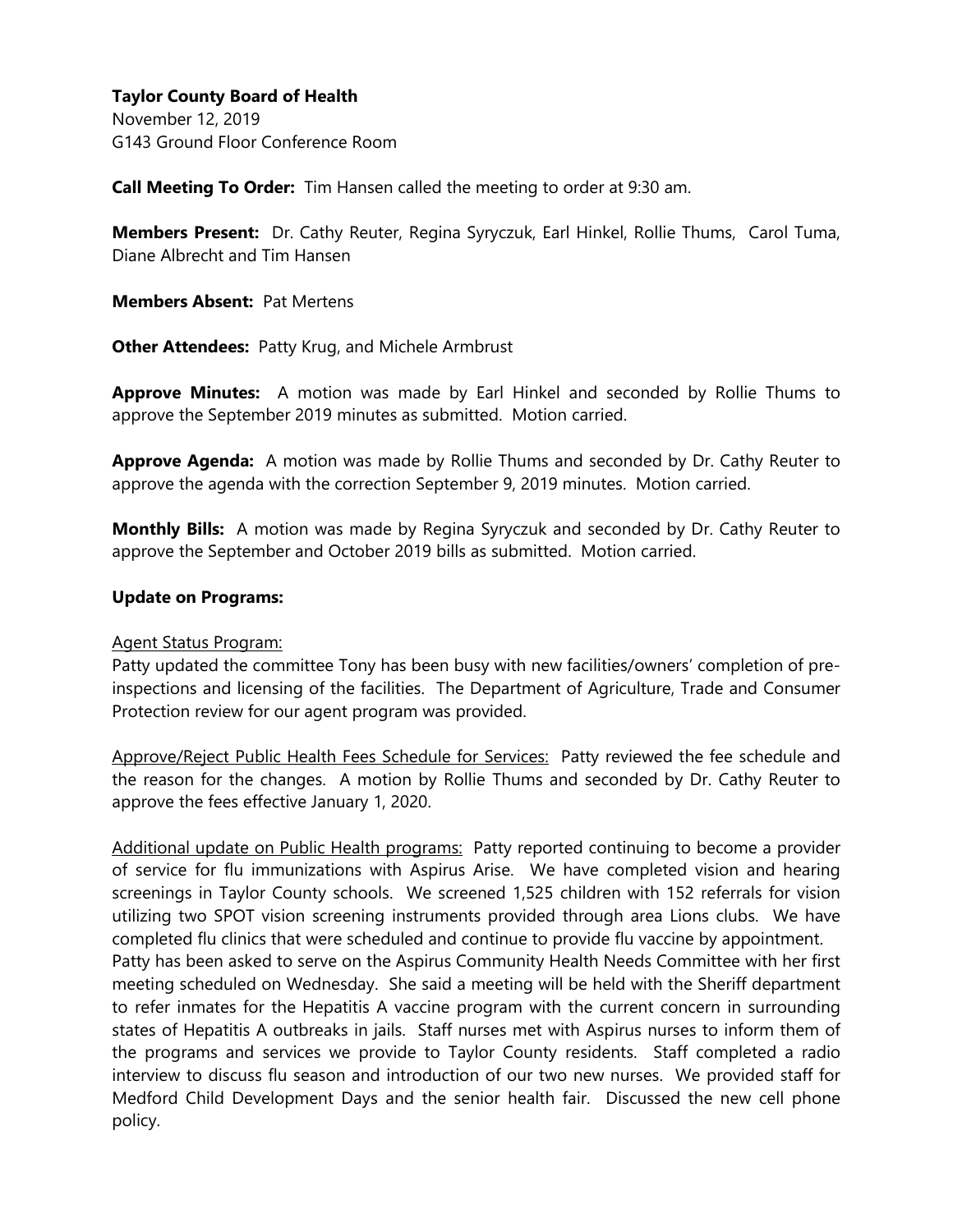**Taylor County Board of Health**
November 12, 2019
G143 Ground Floor Conference Room

**Call Meeting To Order:** Tim Hansen called the meeting to order at 9:30 am.

**Members Present:** Dr. Cathy Reuter, Regina Syryczuk, Earl Hinkel, Rollie Thums, Carol Tuma, Diane Albrecht and Tim Hansen

**Members Absent:** Pat Mertens

**Other Attendees:** Patty Krug, and Michele Armbrust

**Approve Minutes:** A motion was made by Earl Hinkel and seconded by Rollie Thums to approve the September 2019 minutes as submitted. Motion carried.

**Approve Agenda:** A motion was made by Rollie Thums and seconded by Dr. Cathy Reuter to approve the agenda with the correction September 9, 2019 minutes. Motion carried.

**Monthly Bills:** A motion was made by Regina Syryczuk and seconded by Dr. Cathy Reuter to approve the September and October 2019 bills as submitted. Motion carried.

**Update on Programs:**

<u>Agent Status Program:</u>
Patty updated the committee Tony has been busy with new facilities/owners' completion of pre-inspections and licensing of the facilities. The Department of Agriculture, Trade and Consumer Protection review for our agent program was provided.

<u>Approve/Reject Public Health Fees Schedule for Services:</u> Patty reviewed the fee schedule and the reason for the changes. A motion by Rollie Thums and seconded by Dr. Cathy Reuter to approve the fees effective January 1, 2020.

<u>Additional update on Public Health programs:</u> Patty reported continuing to become a provider of service for flu immunizations with Aspirus Arise. We have completed vision and hearing screenings in Taylor County schools. We screened 1,525 children with 152 referrals for vision utilizing two SPOT vision screening instruments provided through area Lions clubs. We have completed flu clinics that were scheduled and continue to provide flu vaccine by appointment. Patty has been asked to serve on the Aspirus Community Health Needs Committee with her first meeting scheduled on Wednesday. She said a meeting will be held with the Sheriff department to refer inmates for the Hepatitis A vaccine program with the current concern in surrounding states of Hepatitis A outbreaks in jails. Staff nurses met with Aspirus nurses to inform them of the programs and services we provide to Taylor County residents. Staff completed a radio interview to discuss flu season and introduction of our two new nurses. We provided staff for Medford Child Development Days and the senior health fair. Discussed the new cell phone policy.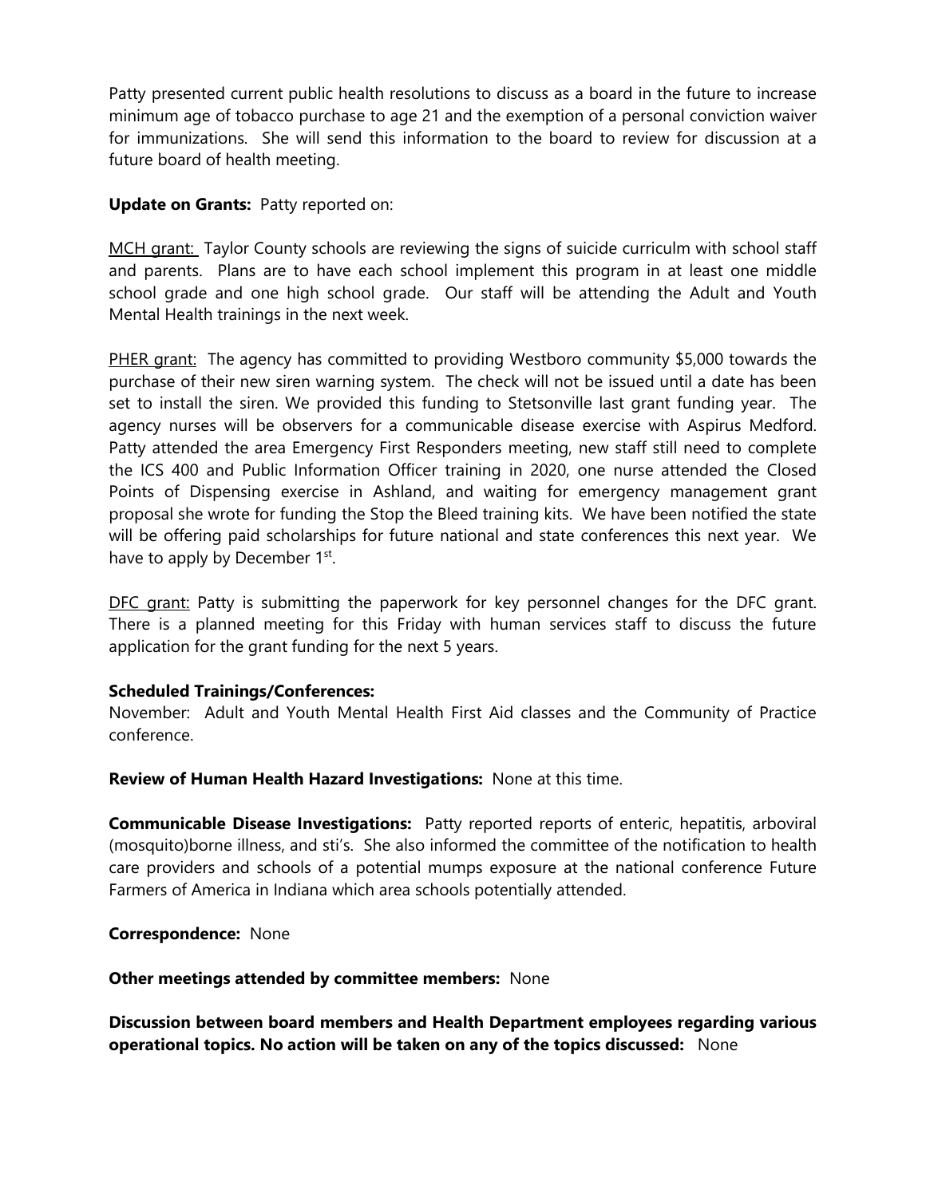Patty presented current public health resolutions to discuss as a board in the future to increase minimum age of tobacco purchase to age 21 and the exemption of a personal conviction waiver for immunizations. She will send this information to the board to review for discussion at a future board of health meeting.

**Update on Grants:** Patty reported on:

MCH grant: Taylor County schools are reviewing the signs of suicide curriculm with school staff and parents. Plans are to have each school implement this program in at least one middle school grade and one high school grade. Our staff will be attending the Adult and Youth Mental Health trainings in the next week.

PHER grant: The agency has committed to providing Westboro community $5,000 towards the purchase of their new siren warning system. The check will not be issued until a date has been set to install the siren. We provided this funding to Stetsonville last grant funding year. The agency nurses will be observers for a communicable disease exercise with Aspirus Medford. Patty attended the area Emergency First Responders meeting, new staff still need to complete the ICS 400 and Public Information Officer training in 2020, one nurse attended the Closed Points of Dispensing exercise in Ashland, and waiting for emergency management grant proposal she wrote for funding the Stop the Bleed training kits. We have been notified the state will be offering paid scholarships for future national and state conferences this next year. We have to apply by December 1st.

DFC grant: Patty is submitting the paperwork for key personnel changes for the DFC grant. There is a planned meeting for this Friday with human services staff to discuss the future application for the grant funding for the next 5 years.

**Scheduled Trainings/Conferences:**
November: Adult and Youth Mental Health First Aid classes and the Community of Practice conference.

**Review of Human Health Hazard Investigations:** None at this time.

**Communicable Disease Investigations:** Patty reported reports of enteric, hepatitis, arboviral (mosquito)borne illness, and sti's. She also informed the committee of the notification to health care providers and schools of a potential mumps exposure at the national conference Future Farmers of America in Indiana which area schools potentially attended.

**Correspondence:** None

**Other meetings attended by committee members:** None

**Discussion between board members and Health Department employees regarding various operational topics. No action will be taken on any of the topics discussed:** None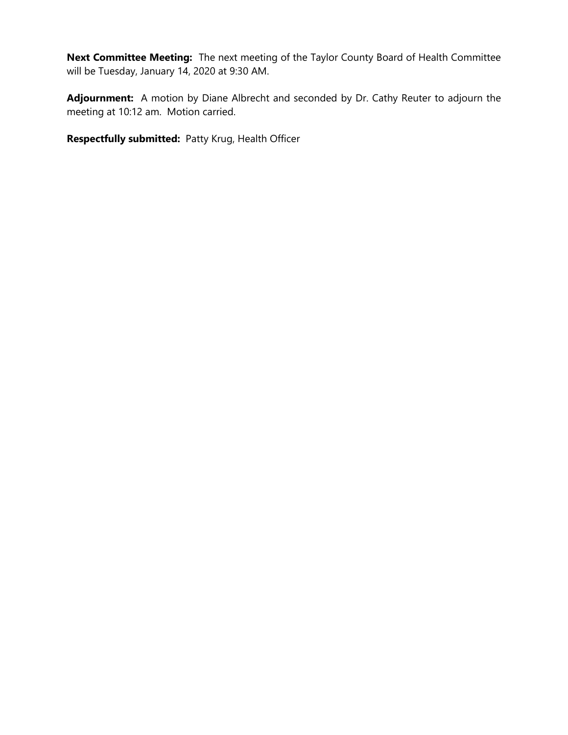**Next Committee Meeting:** The next meeting of the Taylor County Board of Health Committee will be Tuesday, January 14, 2020 at 9:30 AM.

**Adjournment:** A motion by Diane Albrecht and seconded by Dr. Cathy Reuter to adjourn the meeting at 10:12 am. Motion carried.

**Respectfully submitted:** Patty Krug, Health Officer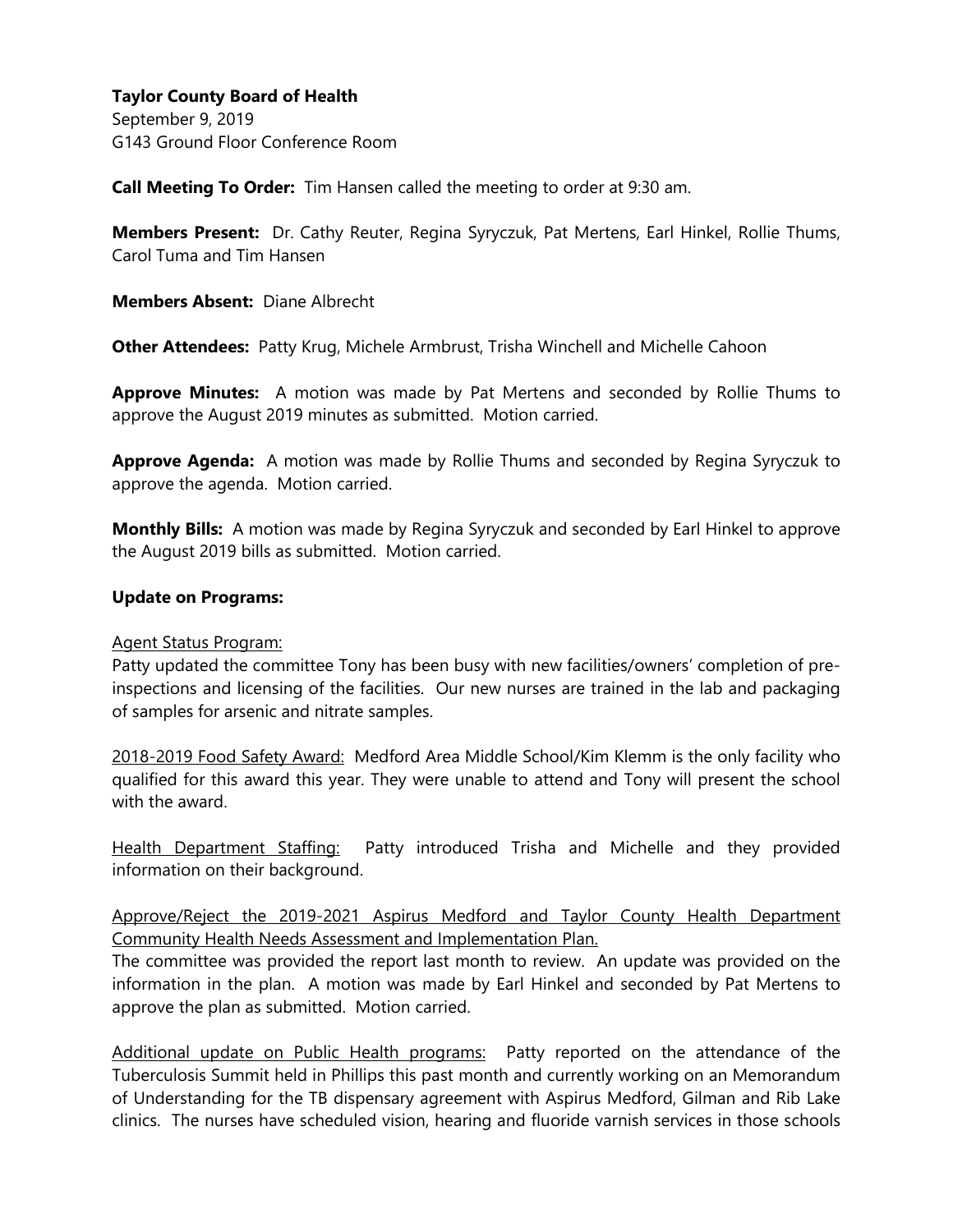**Taylor County Board of Health**
September 9, 2019
G143 Ground Floor Conference Room

**Call Meeting To Order:** Tim Hansen called the meeting to order at 9:30 am.

**Members Present:** Dr. Cathy Reuter, Regina Syryczuk, Pat Mertens, Earl Hinkel, Rollie Thums, Carol Tuma and Tim Hansen

**Members Absent:** Diane Albrecht

**Other Attendees:** Patty Krug, Michele Armbrust, Trisha Winchell and Michelle Cahoon

**Approve Minutes:** A motion was made by Pat Mertens and seconded by Rollie Thums to approve the August 2019 minutes as submitted. Motion carried.

**Approve Agenda:** A motion was made by Rollie Thums and seconded by Regina Syryczuk to approve the agenda. Motion carried.

**Monthly Bills:** A motion was made by Regina Syryczuk and seconded by Earl Hinkel to approve the August 2019 bills as submitted. Motion carried.

**Update on Programs:**

Agent Status Program:
Patty updated the committee Tony has been busy with new facilities/owners' completion of pre-inspections and licensing of the facilities. Our new nurses are trained in the lab and packaging of samples for arsenic and nitrate samples.

2018-2019 Food Safety Award: Medford Area Middle School/Kim Klemm is the only facility who qualified for this award this year. They were unable to attend and Tony will present the school with the award.

Health Department Staffing: Patty introduced Trisha and Michelle and they provided information on their background.

Approve/Reject the 2019-2021 Aspirus Medford and Taylor County Health Department Community Health Needs Assessment and Implementation Plan.
The committee was provided the report last month to review. An update was provided on the information in the plan. A motion was made by Earl Hinkel and seconded by Pat Mertens to approve the plan as submitted. Motion carried.

Additional update on Public Health programs: Patty reported on the attendance of the Tuberculosis Summit held in Phillips this past month and currently working on an Memorandum of Understanding for the TB dispensary agreement with Aspirus Medford, Gilman and Rib Lake clinics. The nurses have scheduled vision, hearing and fluoride varnish services in those schools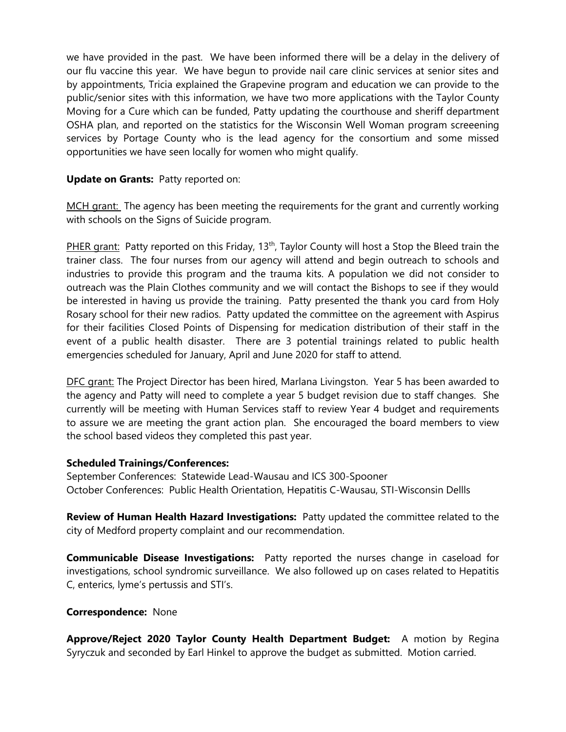we have provided in the past. We have been informed there will be a delay in the delivery of our flu vaccine this year. We have begun to provide nail care clinic services at senior sites and by appointments, Tricia explained the Grapevine program and education we can provide to the public/senior sites with this information, we have two more applications with the Taylor County Moving for a Cure which can be funded, Patty updating the courthouse and sheriff department OSHA plan, and reported on the statistics for the Wisconsin Well Woman program screeening services by Portage County who is the lead agency for the consortium and some missed opportunities we have seen locally for women who might qualify.

**Update on Grants:** Patty reported on:

<u>MCH grant:</u> The agency has been meeting the requirements for the grant and currently working with schools on the Signs of Suicide program.

<u>PHER grant:</u> Patty reported on this Friday, 13th, Taylor County will host a Stop the Bleed train the trainer class. The four nurses from our agency will attend and begin outreach to schools and industries to provide this program and the trauma kits. A population we did not consider to outreach was the Plain Clothes community and we will contact the Bishops to see if they would be interested in having us provide the training. Patty presented the thank you card from Holy Rosary school for their new radios. Patty updated the committee on the agreement with Aspirus for their facilities Closed Points of Dispensing for medication distribution of their staff in the event of a public health disaster. There are 3 potential trainings related to public health emergencies scheduled for January, April and June 2020 for staff to attend.

<u>DFC grant:</u> The Project Director has been hired, Marlana Livingston. Year 5 has been awarded to the agency and Patty will need to complete a year 5 budget revision due to staff changes. She currently will be meeting with Human Services staff to review Year 4 budget and requirements to assure we are meeting the grant action plan. She encouraged the board members to view the school based videos they completed this past year.

**Scheduled Trainings/Conferences:**
September Conferences: Statewide Lead-Wausau and ICS 300-Spooner
October Conferences: Public Health Orientation, Hepatitis C-Wausau, STI-Wisconsin Dellls

**Review of Human Health Hazard Investigations:** Patty updated the committee related to the city of Medford property complaint and our recommendation.

**Communicable Disease Investigations:** Patty reported the nurses change in caseload for investigations, school syndromic surveillance. We also followed up on cases related to Hepatitis C, enterics, lyme's pertussis and STI's.

**Correspondence:** None

**Approve/Reject 2020 Taylor County Health Department Budget:** A motion by Regina Syryczuk and seconded by Earl Hinkel to approve the budget as submitted. Motion carried.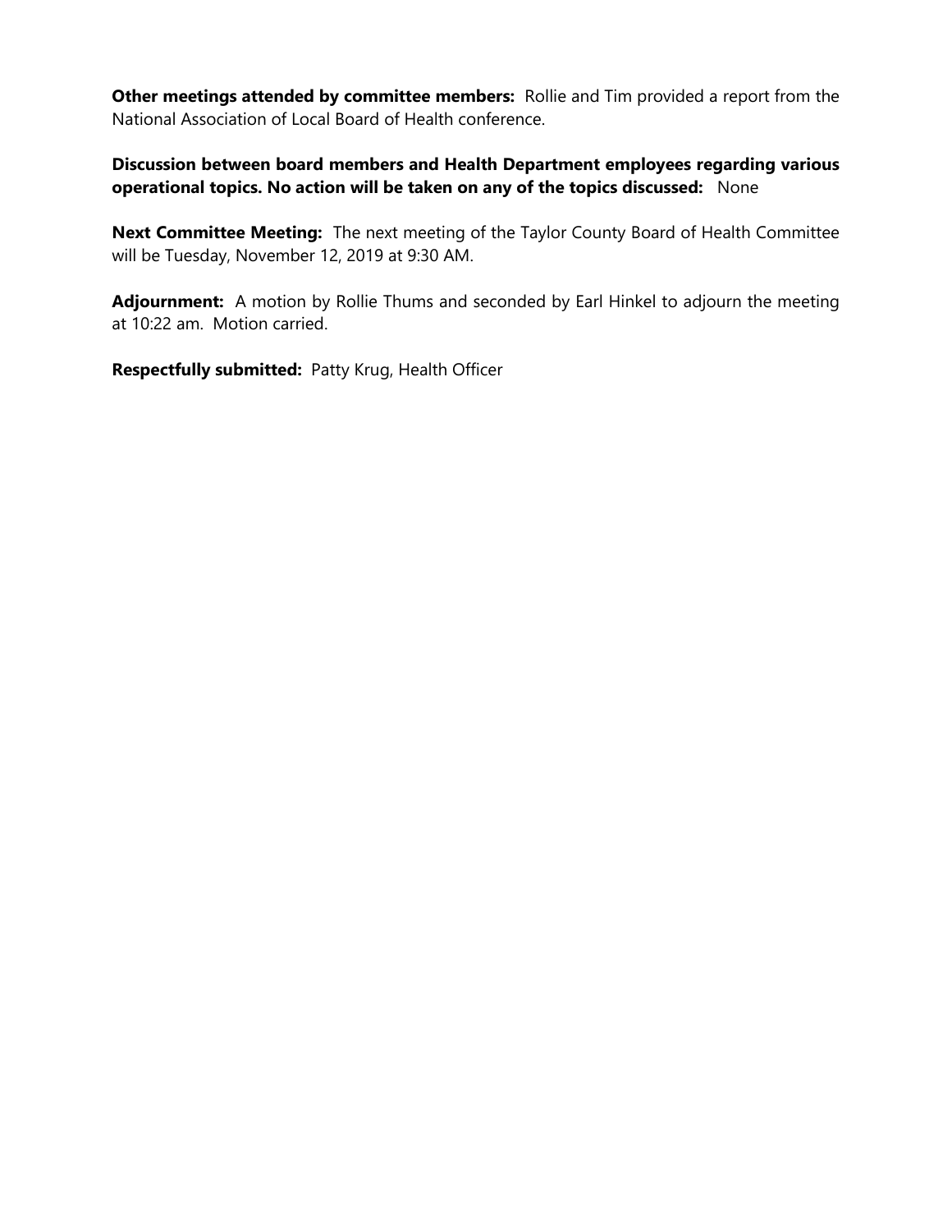**Other meetings attended by committee members:** Rollie and Tim provided a report from the National Association of Local Board of Health conference.

**Discussion between board members and Health Department employees regarding various operational topics. No action will be taken on any of the topics discussed:** None

**Next Committee Meeting:** The next meeting of the Taylor County Board of Health Committee will be Tuesday, November 12, 2019 at 9:30 AM.

**Adjournment:** A motion by Rollie Thums and seconded by Earl Hinkel to adjourn the meeting at 10:22 am. Motion carried.

**Respectfully submitted:** Patty Krug, Health Officer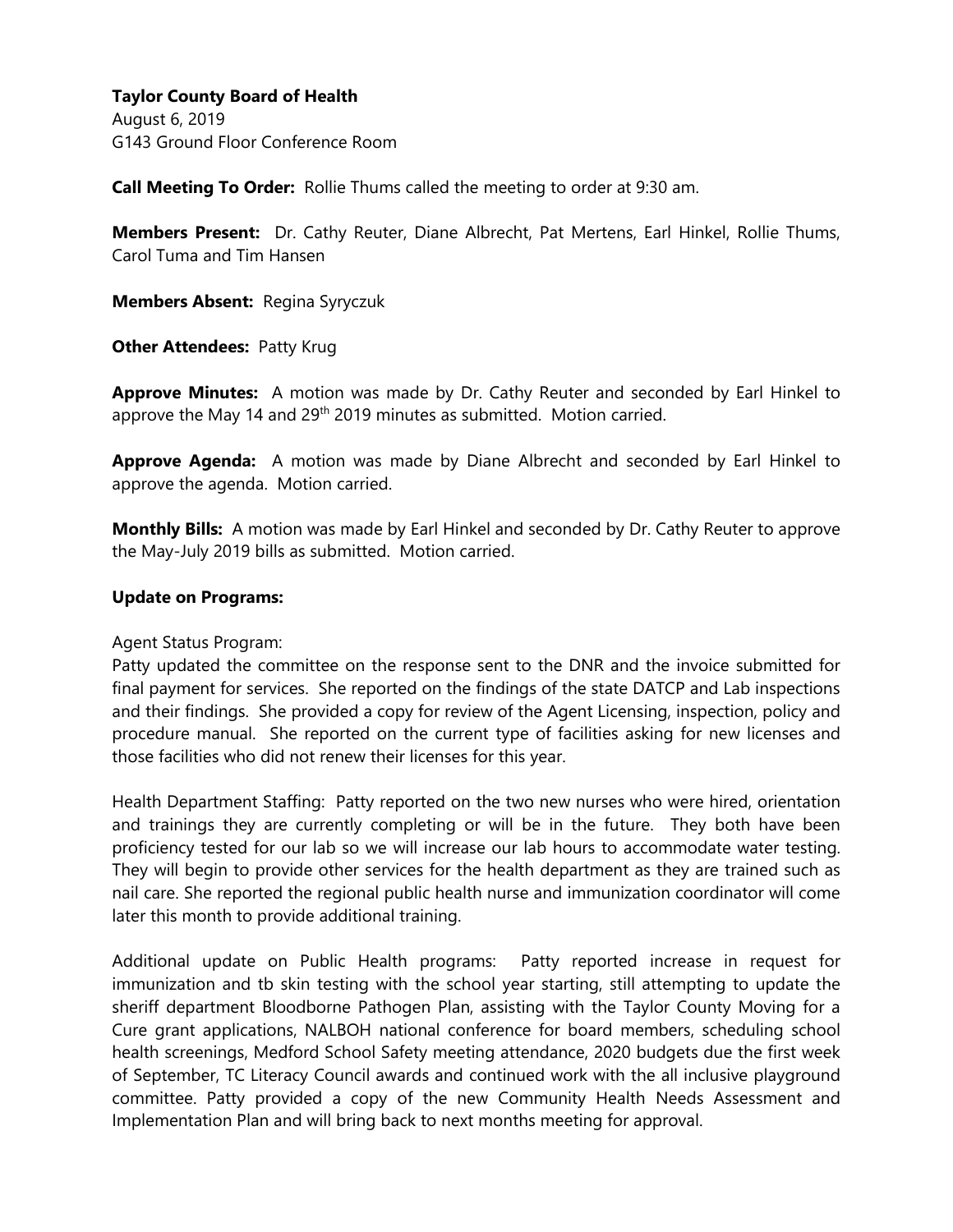**Taylor County Board of Health**
August 6, 2019
G143 Ground Floor Conference Room

**Call Meeting To Order:** Rollie Thums called the meeting to order at 9:30 am.

**Members Present:** Dr. Cathy Reuter, Diane Albrecht, Pat Mertens, Earl Hinkel, Rollie Thums, Carol Tuma and Tim Hansen

**Members Absent:** Regina Syryczuk

**Other Attendees:** Patty Krug

**Approve Minutes:** A motion was made by Dr. Cathy Reuter and seconded by Earl Hinkel to approve the May 14 and 29th 2019 minutes as submitted. Motion carried.

**Approve Agenda:** A motion was made by Diane Albrecht and seconded by Earl Hinkel to approve the agenda. Motion carried.

**Monthly Bills:** A motion was made by Earl Hinkel and seconded by Dr. Cathy Reuter to approve the May-July 2019 bills as submitted. Motion carried.

**Update on Programs:**

Agent Status Program:
Patty updated the committee on the response sent to the DNR and the invoice submitted for final payment for services. She reported on the findings of the state DATCP and Lab inspections and their findings. She provided a copy for review of the Agent Licensing, inspection, policy and procedure manual. She reported on the current type of facilities asking for new licenses and those facilities who did not renew their licenses for this year.

Health Department Staffing: Patty reported on the two new nurses who were hired, orientation and trainings they are currently completing or will be in the future. They both have been proficiency tested for our lab so we will increase our lab hours to accommodate water testing. They will begin to provide other services for the health department as they are trained such as nail care. She reported the regional public health nurse and immunization coordinator will come later this month to provide additional training.

Additional update on Public Health programs: Patty reported increase in request for immunization and tb skin testing with the school year starting, still attempting to update the sheriff department Bloodborne Pathogen Plan, assisting with the Taylor County Moving for a Cure grant applications, NALBOH national conference for board members, scheduling school health screenings, Medford School Safety meeting attendance, 2020 budgets due the first week of September, TC Literacy Council awards and continued work with the all inclusive playground committee. Patty provided a copy of the new Community Health Needs Assessment and Implementation Plan and will bring back to next months meeting for approval.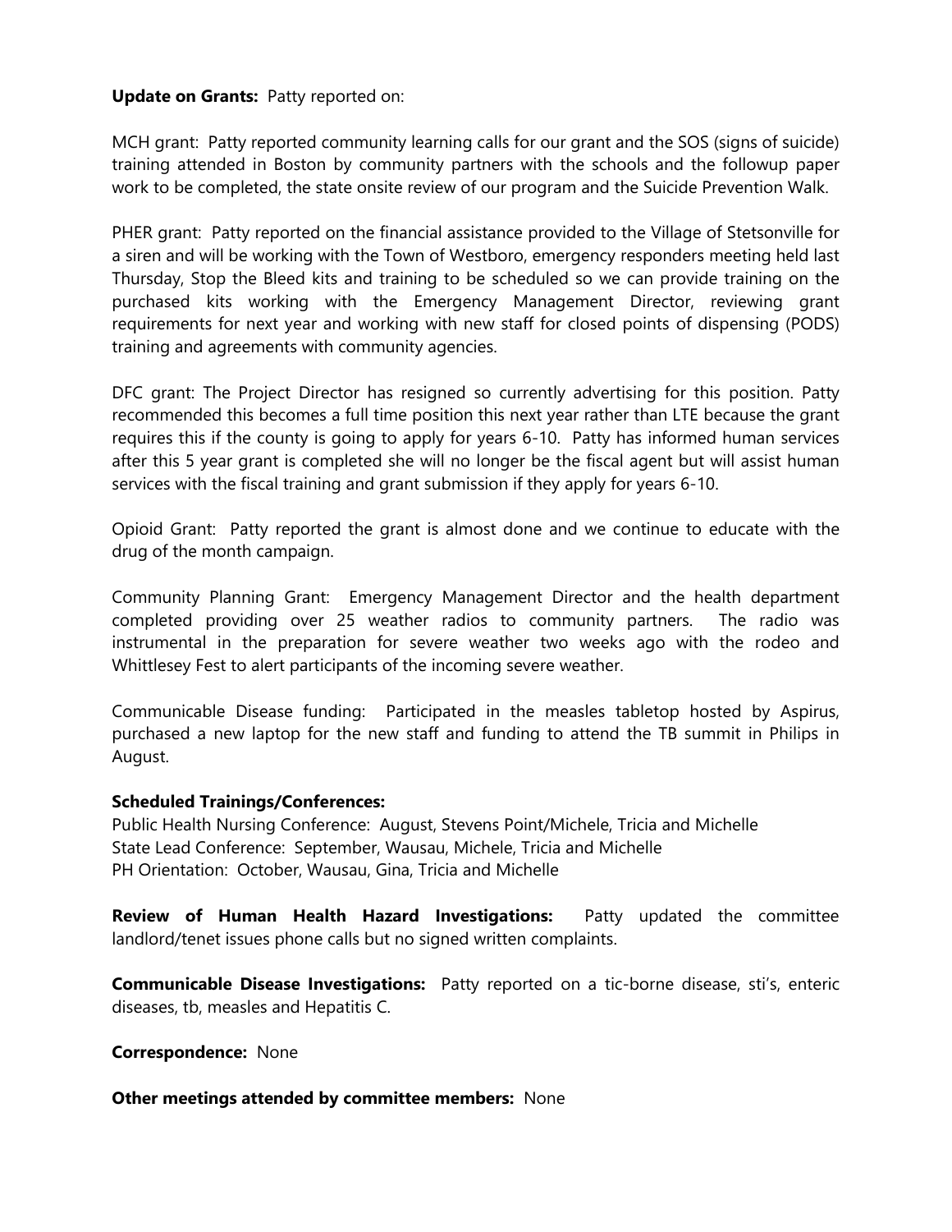**Update on Grants:** Patty reported on:

MCH grant: Patty reported community learning calls for our grant and the SOS (signs of suicide) training attended in Boston by community partners with the schools and the followup paper work to be completed, the state onsite review of our program and the Suicide Prevention Walk.

PHER grant: Patty reported on the financial assistance provided to the Village of Stetsonville for a siren and will be working with the Town of Westboro, emergency responders meeting held last Thursday, Stop the Bleed kits and training to be scheduled so we can provide training on the purchased kits working with the Emergency Management Director, reviewing grant requirements for next year and working with new staff for closed points of dispensing (PODS) training and agreements with community agencies.

DFC grant: The Project Director has resigned so currently advertising for this position. Patty recommended this becomes a full time position this next year rather than LTE because the grant requires this if the county is going to apply for years 6-10. Patty has informed human services after this 5 year grant is completed she will no longer be the fiscal agent but will assist human services with the fiscal training and grant submission if they apply for years 6-10.

Opioid Grant: Patty reported the grant is almost done and we continue to educate with the drug of the month campaign.

Community Planning Grant: Emergency Management Director and the health department completed providing over 25 weather radios to community partners. The radio was instrumental in the preparation for severe weather two weeks ago with the rodeo and Whittlesey Fest to alert participants of the incoming severe weather.

Communicable Disease funding: Participated in the measles tabletop hosted by Aspirus, purchased a new laptop for the new staff and funding to attend the TB summit in Philips in August.

**Scheduled Trainings/Conferences:**
Public Health Nursing Conference: August, Stevens Point/Michele, Tricia and Michelle
State Lead Conference: September, Wausau, Michele, Tricia and Michelle
PH Orientation: October, Wausau, Gina, Tricia and Michelle

**Review of Human Health Hazard Investigations:** Patty updated the committee landlord/tenet issues phone calls but no signed written complaints.

**Communicable Disease Investigations:** Patty reported on a tic-borne disease, sti's, enteric diseases, tb, measles and Hepatitis C.

**Correspondence:** None

**Other meetings attended by committee members:** None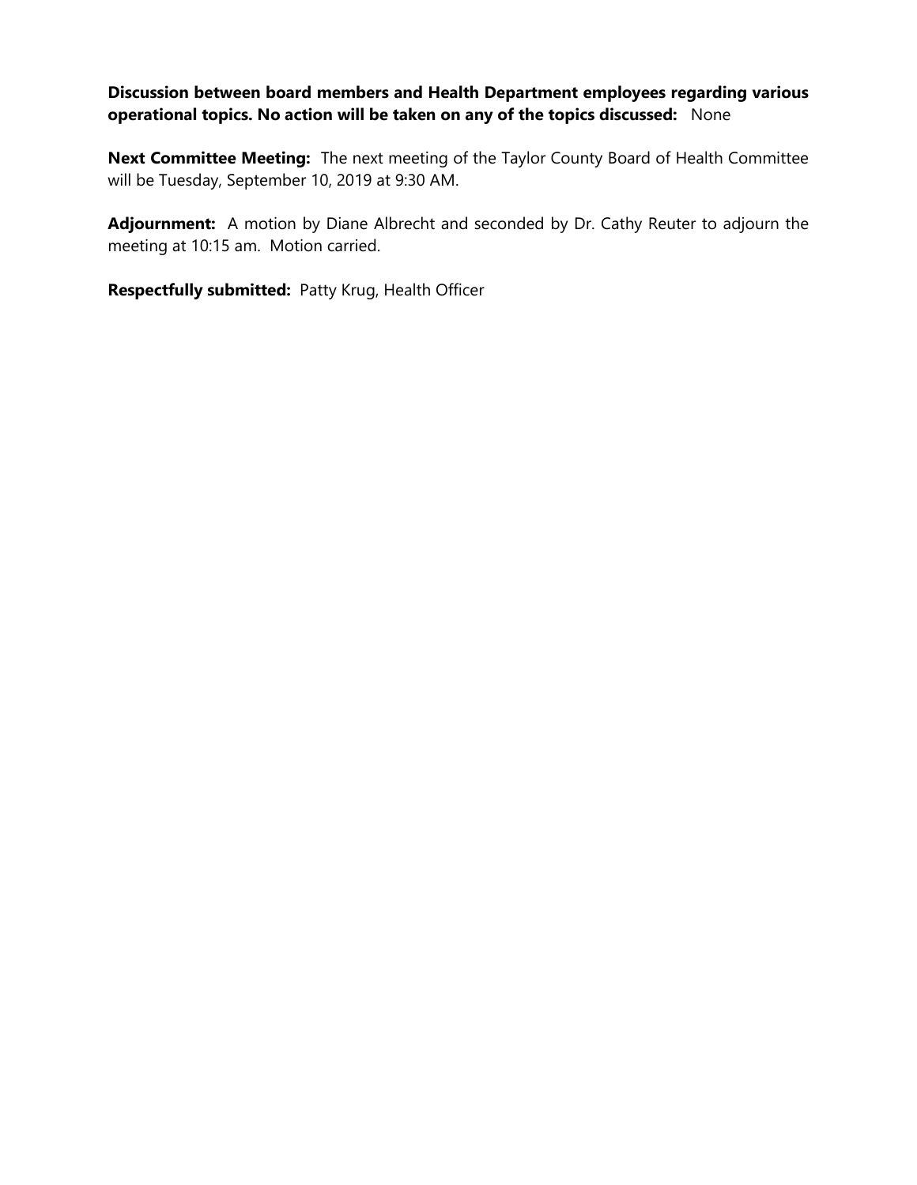**Discussion between board members and Health Department employees regarding various operational topics. No action will be taken on any of the topics discussed:** None

**Next Committee Meeting:** The next meeting of the Taylor County Board of Health Committee will be Tuesday, September 10, 2019 at 9:30 AM.

**Adjournment:** A motion by Diane Albrecht and seconded by Dr. Cathy Reuter to adjourn the meeting at 10:15 am. Motion carried.

**Respectfully submitted:** Patty Krug, Health Officer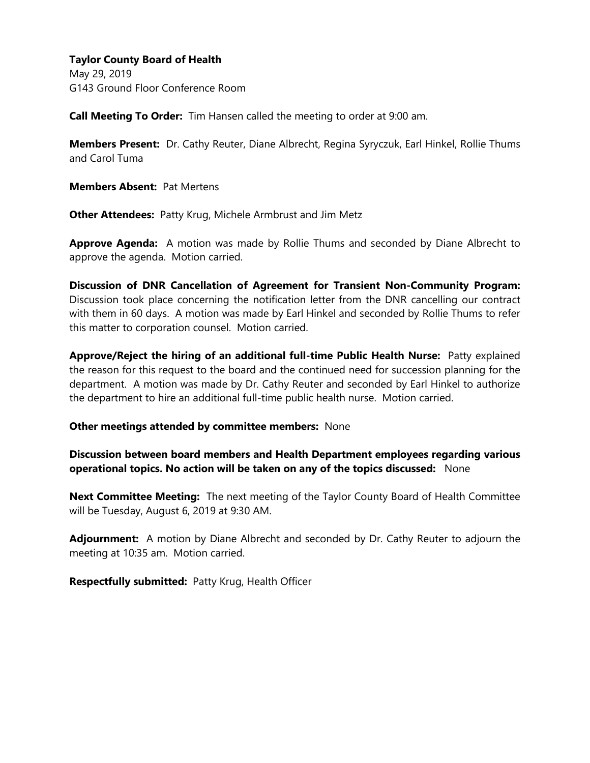**Taylor County Board of Health**
May 29, 2019
G143 Ground Floor Conference Room

**Call Meeting To Order:** Tim Hansen called the meeting to order at 9:00 am.

**Members Present:** Dr. Cathy Reuter, Diane Albrecht, Regina Syryczuk, Earl Hinkel, Rollie Thums and Carol Tuma

**Members Absent:** Pat Mertens

**Other Attendees:** Patty Krug, Michele Armbrust and Jim Metz

**Approve Agenda:** A motion was made by Rollie Thums and seconded by Diane Albrecht to approve the agenda. Motion carried.

**Discussion of DNR Cancellation of Agreement for Transient Non-Community Program:** Discussion took place concerning the notification letter from the DNR cancelling our contract with them in 60 days. A motion was made by Earl Hinkel and seconded by Rollie Thums to refer this matter to corporation counsel. Motion carried.

**Approve/Reject the hiring of an additional full-time Public Health Nurse:** Patty explained the reason for this request to the board and the continued need for succession planning for the department. A motion was made by Dr. Cathy Reuter and seconded by Earl Hinkel to authorize the department to hire an additional full-time public health nurse. Motion carried.

**Other meetings attended by committee members:** None

**Discussion between board members and Health Department employees regarding various operational topics. No action will be taken on any of the topics discussed:** None

**Next Committee Meeting:** The next meeting of the Taylor County Board of Health Committee will be Tuesday, August 6, 2019 at 9:30 AM.

**Adjournment:** A motion by Diane Albrecht and seconded by Dr. Cathy Reuter to adjourn the meeting at 10:35 am. Motion carried.

**Respectfully submitted:** Patty Krug, Health Officer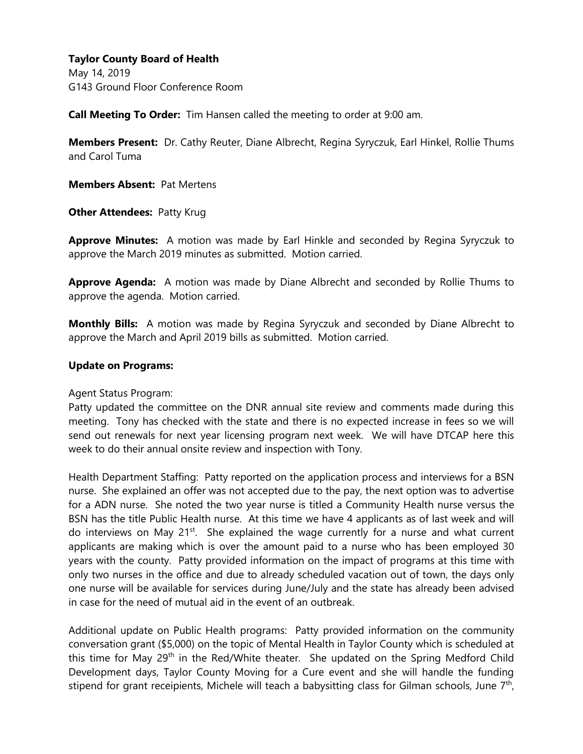**Taylor County Board of Health**
May 14, 2019
G143 Ground Floor Conference Room

**Call Meeting To Order:** Tim Hansen called the meeting to order at 9:00 am.

**Members Present:** Dr. Cathy Reuter, Diane Albrecht, Regina Syryczuk, Earl Hinkel, Rollie Thums and Carol Tuma

**Members Absent:** Pat Mertens

**Other Attendees:** Patty Krug

**Approve Minutes:** A motion was made by Earl Hinkle and seconded by Regina Syryczuk to approve the March 2019 minutes as submitted. Motion carried.

**Approve Agenda:** A motion was made by Diane Albrecht and seconded by Rollie Thums to approve the agenda. Motion carried.

**Monthly Bills:** A motion was made by Regina Syryczuk and seconded by Diane Albrecht to approve the March and April 2019 bills as submitted. Motion carried.

**Update on Programs:**

Agent Status Program:
Patty updated the committee on the DNR annual site review and comments made during this meeting. Tony has checked with the state and there is no expected increase in fees so we will send out renewals for next year licensing program next week. We will have DTCAP here this week to do their annual onsite review and inspection with Tony.

Health Department Staffing: Patty reported on the application process and interviews for a BSN nurse. She explained an offer was not accepted due to the pay, the next option was to advertise for a ADN nurse. She noted the two year nurse is titled a Community Health nurse versus the BSN has the title Public Health nurse. At this time we have 4 applicants as of last week and will do interviews on May 21st. She explained the wage currently for a nurse and what current applicants are making which is over the amount paid to a nurse who has been employed 30 years with the county. Patty provided information on the impact of programs at this time with only two nurses in the office and due to already scheduled vacation out of town, the days only one nurse will be available for services during June/July and the state has already been advised in case for the need of mutual aid in the event of an outbreak.

Additional update on Public Health programs: Patty provided information on the community conversation grant ($5,000) on the topic of Mental Health in Taylor County which is scheduled at this time for May 29th in the Red/White theater. She updated on the Spring Medford Child Development days, Taylor County Moving for a Cure event and she will handle the funding stipend for grant receipients, Michele will teach a babysitting class for Gilman schools, June 7th,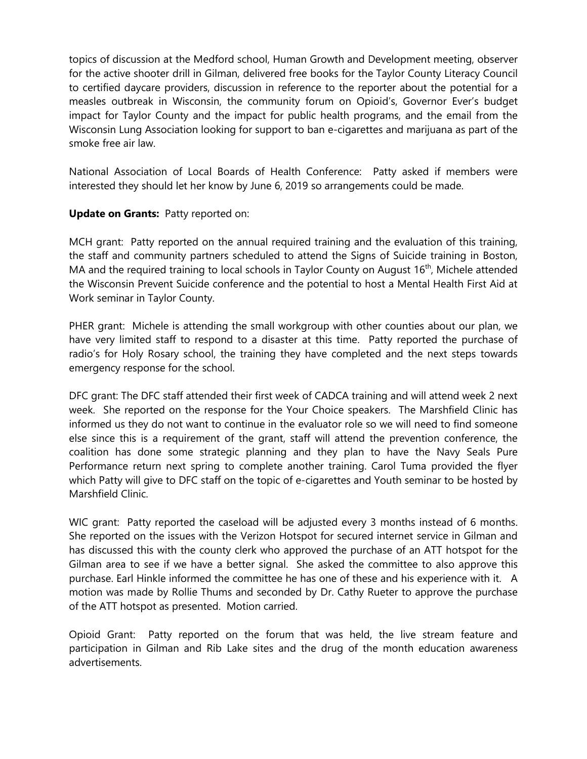topics of discussion at the Medford school, Human Growth and Development meeting, observer for the active shooter drill in Gilman, delivered free books for the Taylor County Literacy Council to certified daycare providers, discussion in reference to the reporter about the potential for a measles outbreak in Wisconsin, the community forum on Opioid's, Governor Ever's budget impact for Taylor County and the impact for public health programs, and the email from the Wisconsin Lung Association looking for support to ban e-cigarettes and marijuana as part of the smoke free air law.

National Association of Local Boards of Health Conference: Patty asked if members were interested they should let her know by June 6, 2019 so arrangements could be made.

**Update on Grants:** Patty reported on:

MCH grant: Patty reported on the annual required training and the evaluation of this training, the staff and community partners scheduled to attend the Signs of Suicide training in Boston, MA and the required training to local schools in Taylor County on August 16th, Michele attended the Wisconsin Prevent Suicide conference and the potential to host a Mental Health First Aid at Work seminar in Taylor County.

PHER grant: Michele is attending the small workgroup with other counties about our plan, we have very limited staff to respond to a disaster at this time. Patty reported the purchase of radio's for Holy Rosary school, the training they have completed and the next steps towards emergency response for the school.

DFC grant: The DFC staff attended their first week of CADCA training and will attend week 2 next week. She reported on the response for the Your Choice speakers. The Marshfield Clinic has informed us they do not want to continue in the evaluator role so we will need to find someone else since this is a requirement of the grant, staff will attend the prevention conference, the coalition has done some strategic planning and they plan to have the Navy Seals Pure Performance return next spring to complete another training. Carol Tuma provided the flyer which Patty will give to DFC staff on the topic of e-cigarettes and Youth seminar to be hosted by Marshfield Clinic.

WIC grant: Patty reported the caseload will be adjusted every 3 months instead of 6 months. She reported on the issues with the Verizon Hotspot for secured internet service in Gilman and has discussed this with the county clerk who approved the purchase of an ATT hotspot for the Gilman area to see if we have a better signal. She asked the committee to also approve this purchase. Earl Hinkle informed the committee he has one of these and his experience with it. A motion was made by Rollie Thums and seconded by Dr. Cathy Rueter to approve the purchase of the ATT hotspot as presented. Motion carried.

Opioid Grant: Patty reported on the forum that was held, the live stream feature and participation in Gilman and Rib Lake sites and the drug of the month education awareness advertisements.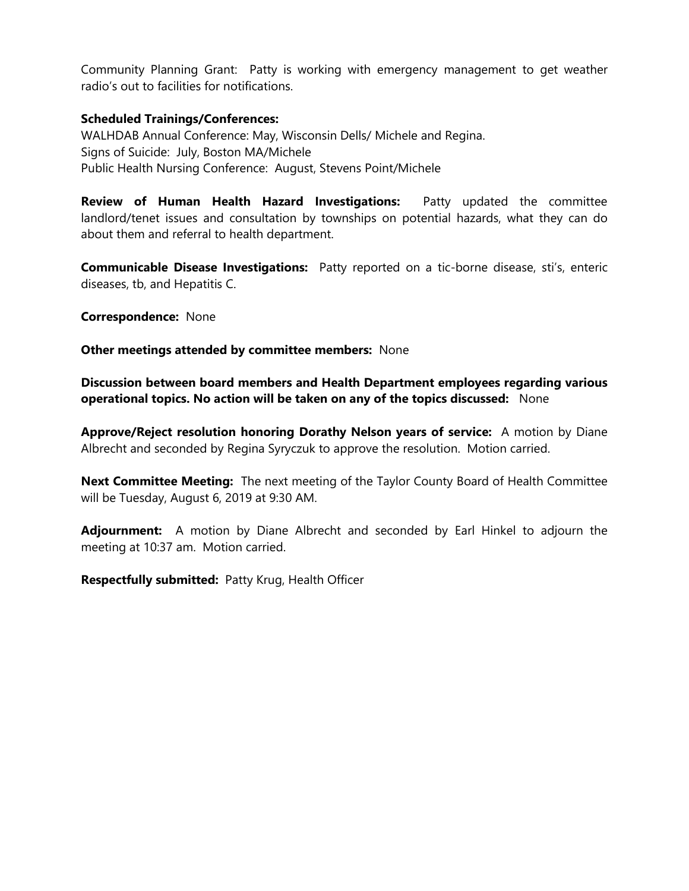Community Planning Grant: Patty is working with emergency management to get weather radio's out to facilities for notifications.

**Scheduled Trainings/Conferences:**
WALHDAB Annual Conference: May, Wisconsin Dells/ Michele and Regina.
Signs of Suicide: July, Boston MA/Michele
Public Health Nursing Conference: August, Stevens Point/Michele

**Review of Human Health Hazard Investigations:** Patty updated the committee landlord/tenet issues and consultation by townships on potential hazards, what they can do about them and referral to health department.

**Communicable Disease Investigations:** Patty reported on a tic-borne disease, sti's, enteric diseases, tb, and Hepatitis C.

**Correspondence:** None

**Other meetings attended by committee members:** None

**Discussion between board members and Health Department employees regarding various operational topics. No action will be taken on any of the topics discussed:** None

**Approve/Reject resolution honoring Dorathy Nelson years of service:** A motion by Diane Albrecht and seconded by Regina Syryczuk to approve the resolution. Motion carried.

**Next Committee Meeting:** The next meeting of the Taylor County Board of Health Committee will be Tuesday, August 6, 2019 at 9:30 AM.

**Adjournment:** A motion by Diane Albrecht and seconded by Earl Hinkel to adjourn the meeting at 10:37 am. Motion carried.

**Respectfully submitted:** Patty Krug, Health Officer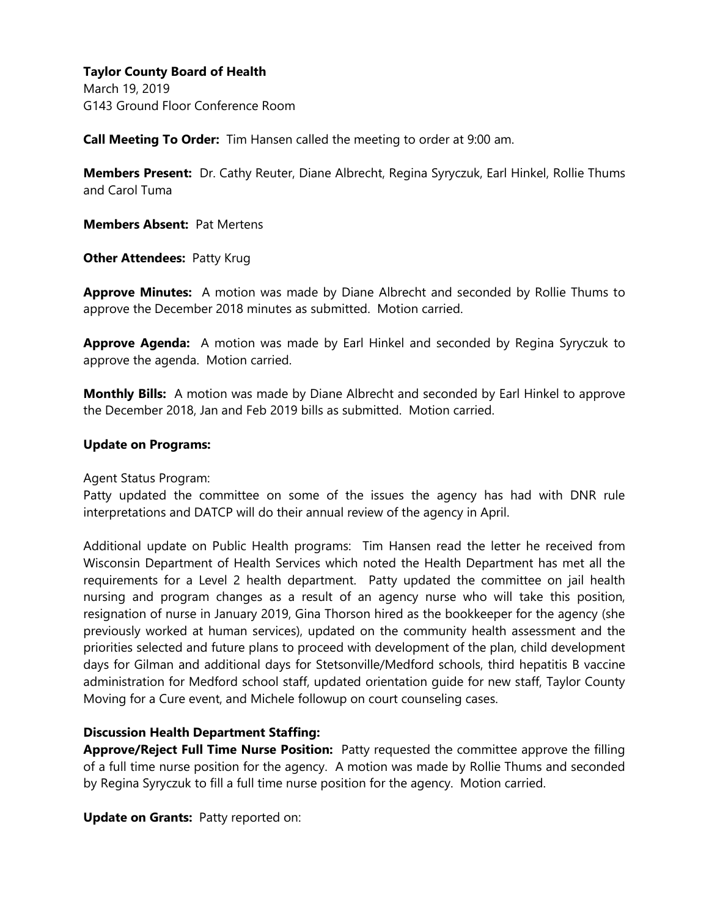**Taylor County Board of Health**
March 19, 2019
G143 Ground Floor Conference Room

**Call Meeting To Order:** Tim Hansen called the meeting to order at 9:00 am.

**Members Present:** Dr. Cathy Reuter, Diane Albrecht, Regina Syryczuk, Earl Hinkel, Rollie Thums and Carol Tuma

**Members Absent:** Pat Mertens

**Other Attendees:** Patty Krug

**Approve Minutes:** A motion was made by Diane Albrecht and seconded by Rollie Thums to approve the December 2018 minutes as submitted. Motion carried.

**Approve Agenda:** A motion was made by Earl Hinkel and seconded by Regina Syryczuk to approve the agenda. Motion carried.

**Monthly Bills:** A motion was made by Diane Albrecht and seconded by Earl Hinkel to approve the December 2018, Jan and Feb 2019 bills as submitted. Motion carried.

**Update on Programs:**

Agent Status Program:
Patty updated the committee on some of the issues the agency has had with DNR rule interpretations and DATCP will do their annual review of the agency in April.

Additional update on Public Health programs: Tim Hansen read the letter he received from Wisconsin Department of Health Services which noted the Health Department has met all the requirements for a Level 2 health department. Patty updated the committee on jail health nursing and program changes as a result of an agency nurse who will take this position, resignation of nurse in January 2019, Gina Thorson hired as the bookkeeper for the agency (she previously worked at human services), updated on the community health assessment and the priorities selected and future plans to proceed with development of the plan, child development days for Gilman and additional days for Stetsonville/Medford schools, third hepatitis B vaccine administration for Medford school staff, updated orientation guide for new staff, Taylor County Moving for a Cure event, and Michele followup on court counseling cases.

**Discussion Health Department Staffing:**
**Approve/Reject Full Time Nurse Position:** Patty requested the committee approve the filling of a full time nurse position for the agency. A motion was made by Rollie Thums and seconded by Regina Syryczuk to fill a full time nurse position for the agency. Motion carried.

**Update on Grants:** Patty reported on: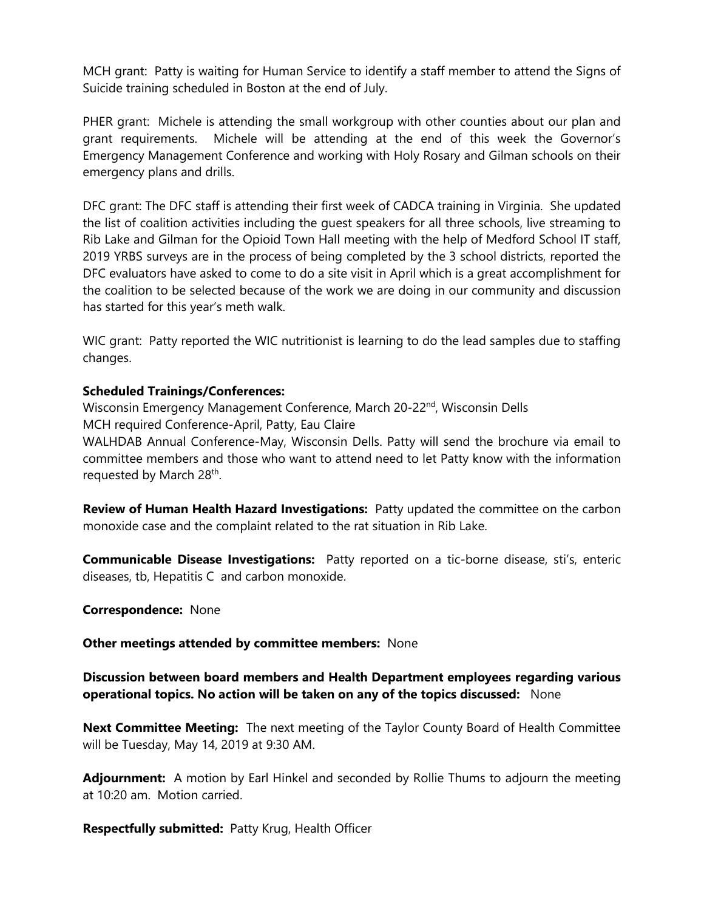MCH grant: Patty is waiting for Human Service to identify a staff member to attend the Signs of Suicide training scheduled in Boston at the end of July.

PHER grant: Michele is attending the small workgroup with other counties about our plan and grant requirements. Michele will be attending at the end of this week the Governor's Emergency Management Conference and working with Holy Rosary and Gilman schools on their emergency plans and drills.

DFC grant: The DFC staff is attending their first week of CADCA training in Virginia. She updated the list of coalition activities including the guest speakers for all three schools, live streaming to Rib Lake and Gilman for the Opioid Town Hall meeting with the help of Medford School IT staff, 2019 YRBS surveys are in the process of being completed by the 3 school districts, reported the DFC evaluators have asked to come to do a site visit in April which is a great accomplishment for the coalition to be selected because of the work we are doing in our community and discussion has started for this year's meth walk.

WIC grant: Patty reported the WIC nutritionist is learning to do the lead samples due to staffing changes.

**Scheduled Trainings/Conferences:**

Wisconsin Emergency Management Conference, March 20-22nd, Wisconsin Dells
MCH required Conference-April, Patty, Eau Claire
WALHDAB Annual Conference-May, Wisconsin Dells. Patty will send the brochure via email to committee members and those who want to attend need to let Patty know with the information requested by March 28th.

**Review of Human Health Hazard Investigations:** Patty updated the committee on the carbon monoxide case and the complaint related to the rat situation in Rib Lake.

**Communicable Disease Investigations:** Patty reported on a tic-borne disease, sti's, enteric diseases, tb, Hepatitis C and carbon monoxide.

**Correspondence:** None

**Other meetings attended by committee members:** None

**Discussion between board members and Health Department employees regarding various operational topics. No action will be taken on any of the topics discussed:** None

**Next Committee Meeting:** The next meeting of the Taylor County Board of Health Committee will be Tuesday, May 14, 2019 at 9:30 AM.

**Adjournment:** A motion by Earl Hinkel and seconded by Rollie Thums to adjourn the meeting at 10:20 am. Motion carried.

**Respectfully submitted:** Patty Krug, Health Officer